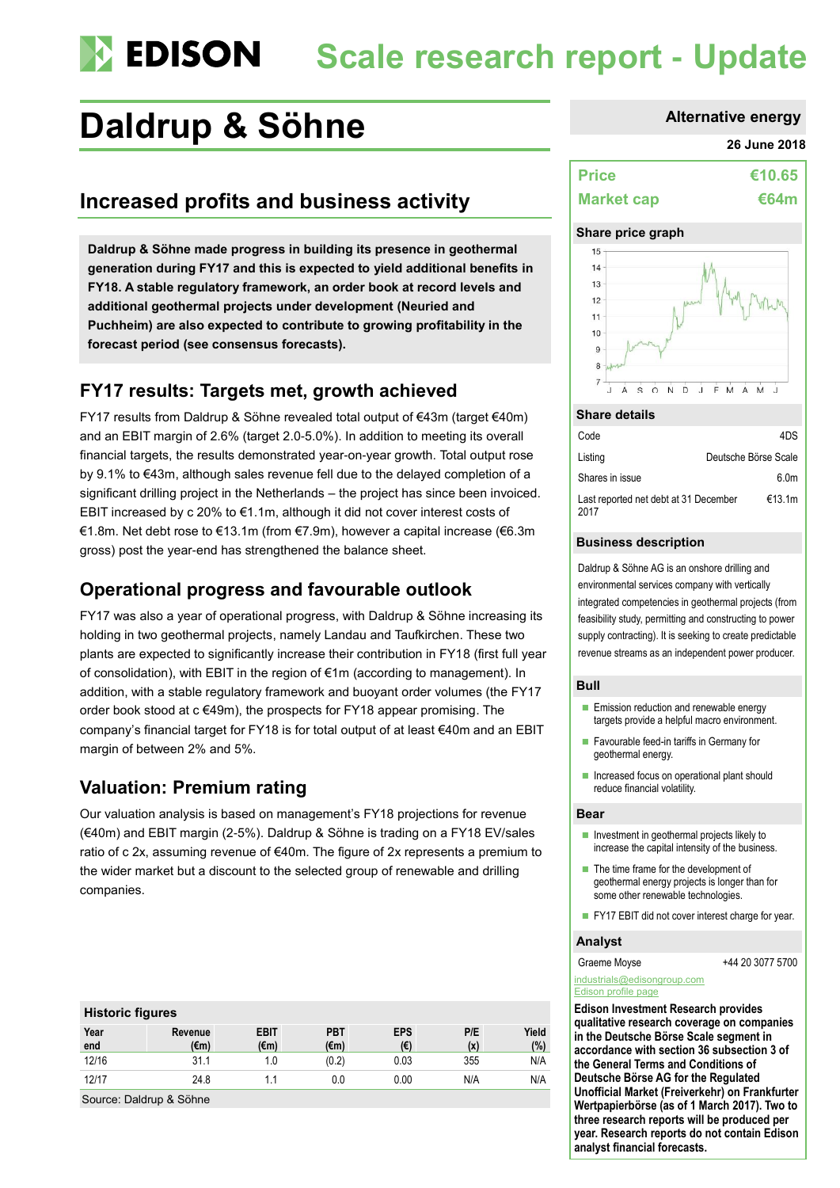# EDISON

# Scale research report - Update

# Daldrup & Söhne

Alternative energy

26 June 2018

## Increased profits and business activity

**Daldrup & Söhne made progress in building its presence in geothermal generation during FY17 and this is expected to yield additional benefits in FY18. A stable regulatory framework, an order book at record levels and additional geothermal projects under development (Neuried and Puchheim) are also expected to contribute to growing profitability in the forecast period (see consensus forecasts).**

## FY17 results: Targets met, growth achieved

FY17 results from Daldrup & Söhne revealed total output of €43m (target €40m) and an EBIT margin of 2.6% (target 2.0-5.0%). In addition to meeting its overall financial targets, the results demonstrated year-on-year growth. Total output rose by 9.1% to €43m, although sales revenue fell due to the delayed completion of a significant drilling project in the Netherlands – the project has since been invoiced. EBIT increased by c 20% to €1.1m, although it did not cover interest costs of €1.8m. Net debt rose to €13.1m (from €7.9m), however a capital increase (€6.3m gross) post the year-end has strengthened the balance sheet.

## Operational progress and favourable outlook

FY17 was also a year of operational progress, with Daldrup & Söhne increasing its holding in two geothermal projects, namely Landau and Taufkirchen. These two plants are expected to significantly increase their contribution in FY18 (first full year of consolidation), with EBIT in the region of €1m (according to management). In addition, with a stable regulatory framework and buoyant order volumes (the FY17 order book stood at c €49m), the prospects for FY18 appear promising. The company's financial target for FY18 is for total output of at least €40m and an EBIT margin of between 2% and 5%.

## Valuation: Premium rating

Our valuation analysis is based on management's FY18 projections for revenue (€40m) and EBIT margin (2-5%). Daldrup & Söhne is trading on a FY18 EV/sales ratio of c 2x, assuming revenue of €40m. The figure of 2x represents a premium to the wider market but a discount to the selected group of renewable and drilling companies.

**Historic figures**

| Year end | Revenue (€m) | EBIT (€m) | PBT (€m) | EPS (€) | P/E (x) | Yield (%) |
|---|---|---|---|---|---|---|
| 12/16 | 31.1 | 1.0 | (0.2) | 0.03 | 355 | N/A |
| 12/17 | 24.8 | 1.1 | 0.0 | 0.00 | N/A | N/A |

Source: Daldrup & Söhne

| | |
|---|---|
| **Price** | **€10.65** |
| **Market cap** | **€64m** |

**Share price graph**

**Share details**

| | |
|---|---|
| Code | 4DS |
| Listing | Deutsche Börse Scale |
| Shares in issue | 6.0m |
| Last reported net debt at 31 December 2017 | €13.1m |

**Business description**

Daldrup & Söhne AG is an onshore drilling and environmental services company with vertically integrated competencies in geothermal projects (from feasibility study, permitting and constructing to power supply contracting). It is seeking to create predictable revenue streams as an independent power producer.

**Bull**

- Emission reduction and renewable energy targets provide a helpful macro environment.
- Favourable feed-in tariffs in Germany for geothermal energy.
- Increased focus on operational plant should reduce financial volatility.

**Bear**

- Investment in geothermal projects likely to increase the capital intensity of the business.
- The time frame for the development of geothermal energy projects is longer than for some other renewable technologies.
- FY17 EBIT did not cover interest charge for year.

**Analyst**

Graeme Moyse +44 20 3077 5700

industrials@edisongroup.com

Edison profile page

**Edison Investment Research provides qualitative research coverage on companies in the Deutsche Börse Scale segment in accordance with section 36 subsection 3 of the General Terms and Conditions of Deutsche Börse AG for the Regulated Unofficial Market (Freiverkehr) on Frankfurter Wertpapierbörse (as of 1 March 2017). Two to three research reports will be produced per year. Research reports do not contain Edison analyst financial forecasts.**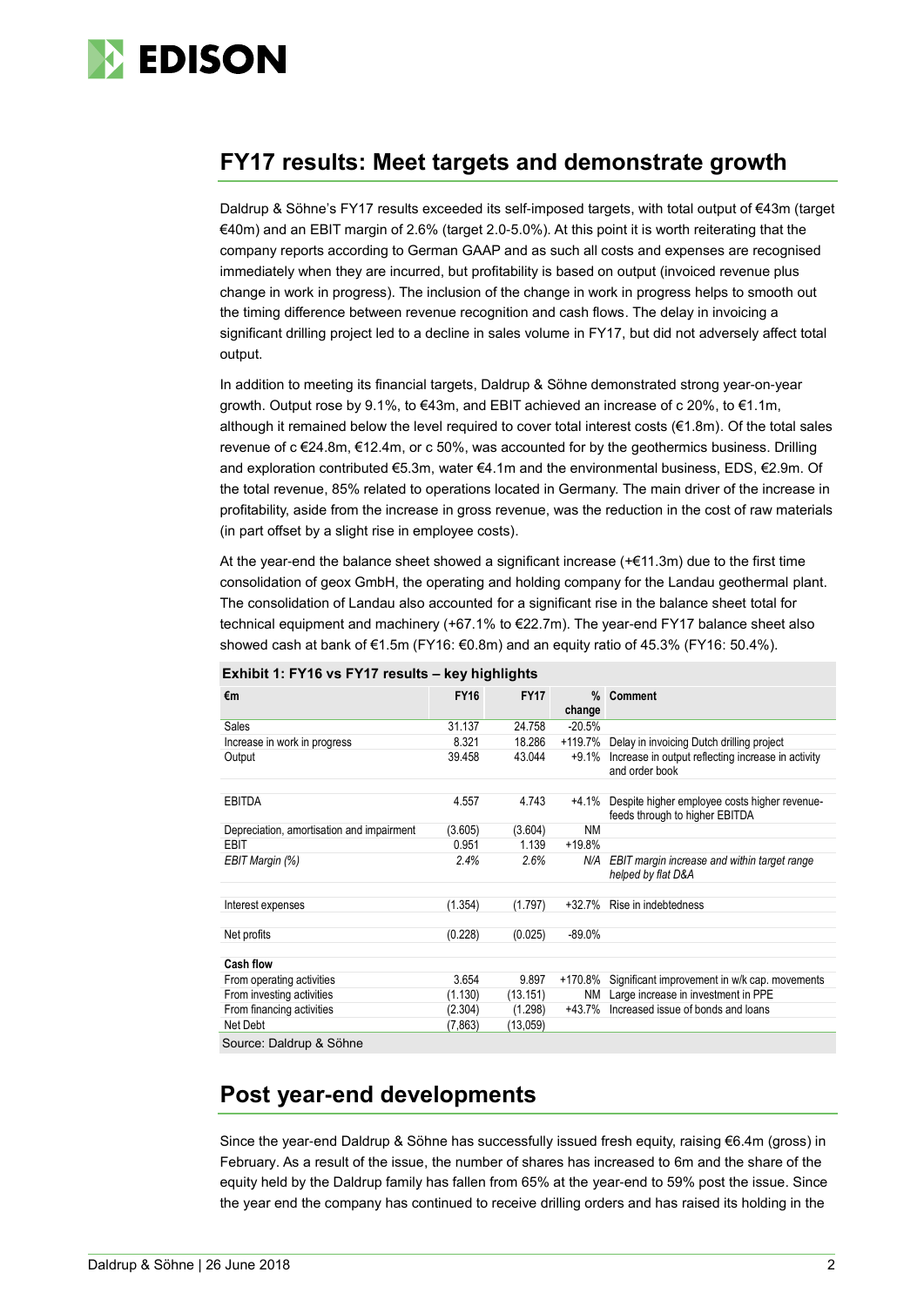## FY17 results: Meet targets and demonstrate growth

Daldrup & Söhne's FY17 results exceeded its self-imposed targets, with total output of €43m (target €40m) and an EBIT margin of 2.6% (target 2.0-5.0%). At this point it is worth reiterating that the company reports according to German GAAP and as such all costs and expenses are recognised immediately when they are incurred, but profitability is based on output (invoiced revenue plus change in work in progress). The inclusion of the change in work in progress helps to smooth out the timing difference between revenue recognition and cash flows. The delay in invoicing a significant drilling project led to a decline in sales volume in FY17, but did not adversely affect total output.

In addition to meeting its financial targets, Daldrup & Söhne demonstrated strong year-on-year growth. Output rose by 9.1%, to €43m, and EBIT achieved an increase of c 20%, to €1.1m, although it remained below the level required to cover total interest costs (€1.8m). Of the total sales revenue of c €24.8m, €12.4m, or c 50%, was accounted for by the geothermics business. Drilling and exploration contributed €5.3m, water €4.1m and the environmental business, EDS, €2.9m. Of the total revenue, 85% related to operations located in Germany. The main driver of the increase in profitability, aside from the increase in gross revenue, was the reduction in the cost of raw materials (in part offset by a slight rise in employee costs).

At the year-end the balance sheet showed a significant increase (+€11.3m) due to the first time consolidation of geox GmbH, the operating and holding company for the Landau geothermal plant. The consolidation of Landau also accounted for a significant rise in the balance sheet total for technical equipment and machinery (+67.1% to €22.7m). The year-end FY17 balance sheet also showed cash at bank of €1.5m (FY16: €0.8m) and an equity ratio of 45.3% (FY16: 50.4%).

**Exhibit 1: FY16 vs FY17 results – key highlights**

| €m | FY16 | FY17 | % change | Comment |
|---|---|---|---|---|
| Sales | 31.137 | 24.758 | -20.5% | |
| Increase in work in progress | 8.321 | 18.286 | +119.7% | Delay in invoicing Dutch drilling project |
| Output | 39.458 | 43.044 | +9.1% | Increase in output reflecting increase in activity and order book |
| | | | | |
| EBITDA | 4.557 | 4.743 | +4.1% | Despite higher employee costs higher revenue-feeds through to higher EBITDA |
| Depreciation, amortisation and impairment | (3.605) | (3.604) | NM | |
| EBIT | 0.951 | 1.139 | +19.8% | |
| *EBIT Margin (%)* | *2.4%* | *2.6%* | *N/A* | *EBIT margin increase and within target range helped by flat D&A* |
| | | | | |
| Interest expenses | (1.354) | (1.797) | +32.7% | Rise in indebtedness |
| | | | | |
| Net profits | (0.228) | (0.025) | -89.0% | |
| | | | | |
| **Cash flow** | | | | |
| From operating activities | 3.654 | 9.897 | +170.8% | Significant improvement in w/k cap. movements |
| From investing activities | (1.130) | (13.151) | NM | Large increase in investment in PPE |
| From financing activities | (2.304) | (1.298) | +43.7% | Increased issue of bonds and loans |
| Net Debt | (7,863) | (13,059) | | |

Source: Daldrup & Söhne

## Post year-end developments

Since the year-end Daldrup & Söhne has successfully issued fresh equity, raising €6.4m (gross) in February. As a result of the issue, the number of shares has increased to 6m and the share of the equity held by the Daldrup family has fallen from 65% at the year-end to 59% post the issue. Since the year end the company has continued to receive drilling orders and has raised its holding in the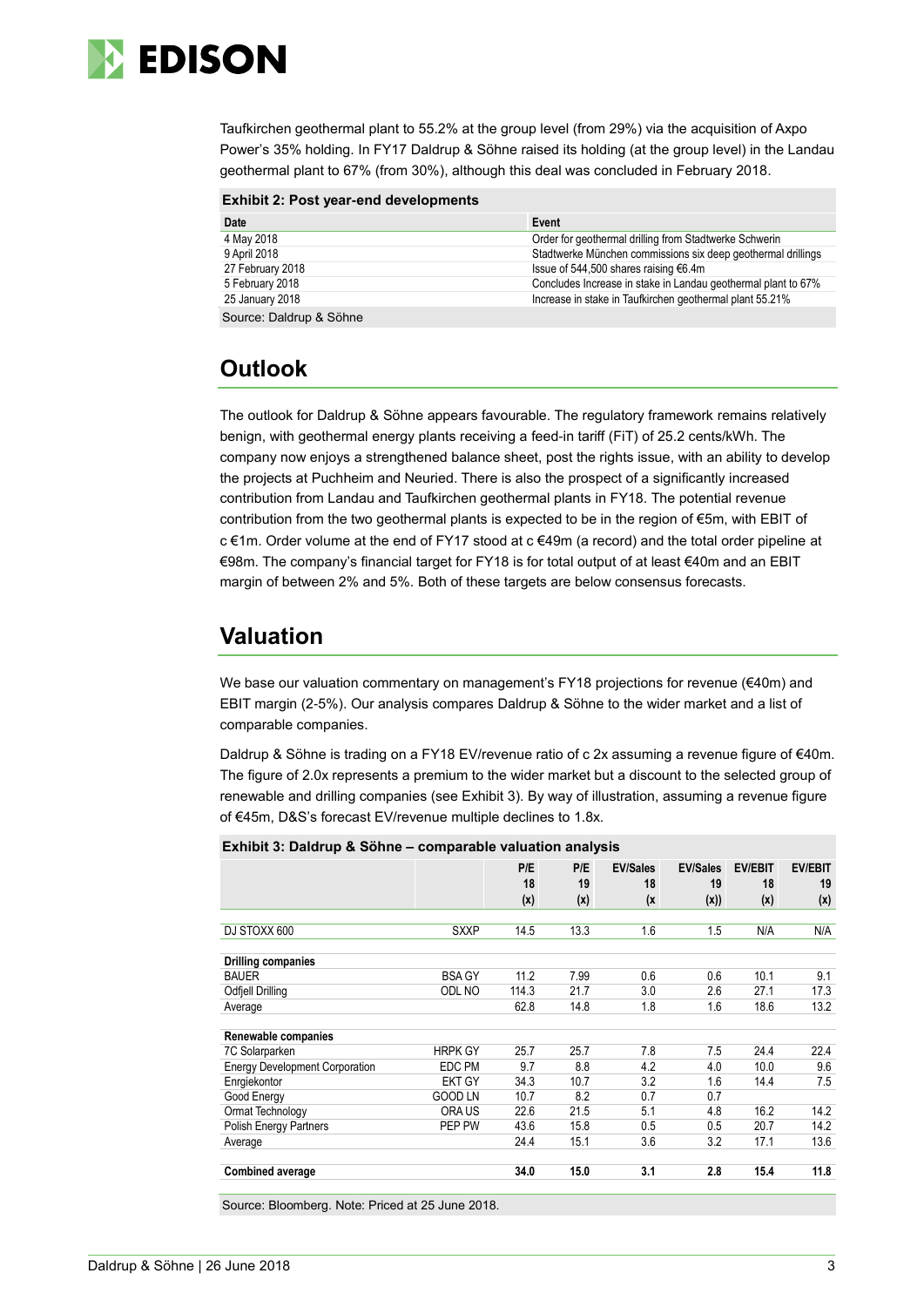Taufkirchen geothermal plant to 55.2% at the group level (from 29%) via the acquisition of Axpo Power's 35% holding. In FY17 Daldrup & Söhne raised its holding (at the group level) in the Landau geothermal plant to 67% (from 30%), although this deal was concluded in February 2018.

**Exhibit 2: Post year-end developments**

| Date | Event |
|---|---|
| 4 May 2018 | Order for geothermal drilling from Stadtwerke Schwerin |
| 9 April 2018 | Stadtwerke München commissions six deep geothermal drillings |
| 27 February 2018 | Issue of 544,500 shares raising €6.4m |
| 5 February 2018 | Concludes Increase in stake in Landau geothermal plant to 67% |
| 25 January 2018 | Increase in stake in Taufkirchen geothermal plant 55.21% |

Source: Daldrup & Söhne

## Outlook

The outlook for Daldrup & Söhne appears favourable. The regulatory framework remains relatively benign, with geothermal energy plants receiving a feed-in tariff (FiT) of 25.2 cents/kWh. The company now enjoys a strengthened balance sheet, post the rights issue, with an ability to develop the projects at Puchheim and Neuried. There is also the prospect of a significantly increased contribution from Landau and Taufkirchen geothermal plants in FY18. The potential revenue contribution from the two geothermal plants is expected to be in the region of €5m, with EBIT of c €1m. Order volume at the end of FY17 stood at c €49m (a record) and the total order pipeline at €98m. The company's financial target for FY18 is for total output of at least €40m and an EBIT margin of between 2% and 5%. Both of these targets are below consensus forecasts.

## Valuation

We base our valuation commentary on management's FY18 projections for revenue (€40m) and EBIT margin (2-5%). Our analysis compares Daldrup & Söhne to the wider market and a list of comparable companies.

Daldrup & Söhne is trading on a FY18 EV/revenue ratio of c 2x assuming a revenue figure of €40m. The figure of 2.0x represents a premium to the wider market but a discount to the selected group of renewable and drilling companies (see Exhibit 3). By way of illustration, assuming a revenue figure of €45m, D&S's forecast EV/revenue multiple declines to 1.8x.

**Exhibit 3: Daldrup & Söhne – comparable valuation analysis**

| | | P/E 18 (x) | P/E 19 (x) | EV/Sales 18 (x | EV/Sales 19 (x)) | EV/EBIT 18 (x) | EV/EBIT 19 (x) |
|---|---|---|---|---|---|---|---|
| DJ STOXX 600 | SXXP | 14.5 | 13.3 | 1.6 | 1.5 | N/A | N/A |
| **Drilling companies** | | | | | | | |
| BAUER | BSA GY | 11.2 | 7.99 | 0.6 | 0.6 | 10.1 | 9.1 |
| Odfjell Drilling | ODL NO | 114.3 | 21.7 | 3.0 | 2.6 | 27.1 | 17.3 |
| Average | | 62.8 | 14.8 | 1.8 | 1.6 | 18.6 | 13.2 |
| **Renewable companies** | | | | | | | |
| 7C Solarparken | HRPK GY | 25.7 | 25.7 | 7.8 | 7.5 | 24.4 | 22.4 |
| Energy Development Corporation | EDC PM | 9.7 | 8.8 | 4.2 | 4.0 | 10.0 | 9.6 |
| Enrgiekontor | EKT GY | 34.3 | 10.7 | 3.2 | 1.6 | 14.4 | 7.5 |
| Good Energy | GOOD LN | 10.7 | 8.2 | 0.7 | 0.7 | | |
| Ormat Technology | ORA US | 22.6 | 21.5 | 5.1 | 4.8 | 16.2 | 14.2 |
| Polish Energy Partners | PEP PW | 43.6 | 15.8 | 0.5 | 0.5 | 20.7 | 14.2 |
| Average | | 24.4 | 15.1 | 3.6 | 3.2 | 17.1 | 13.6 |
| **Combined average** | | **34.0** | **15.0** | **3.1** | **2.8** | **15.4** | **11.8** |

Source: Bloomberg. Note: Priced at 25 June 2018.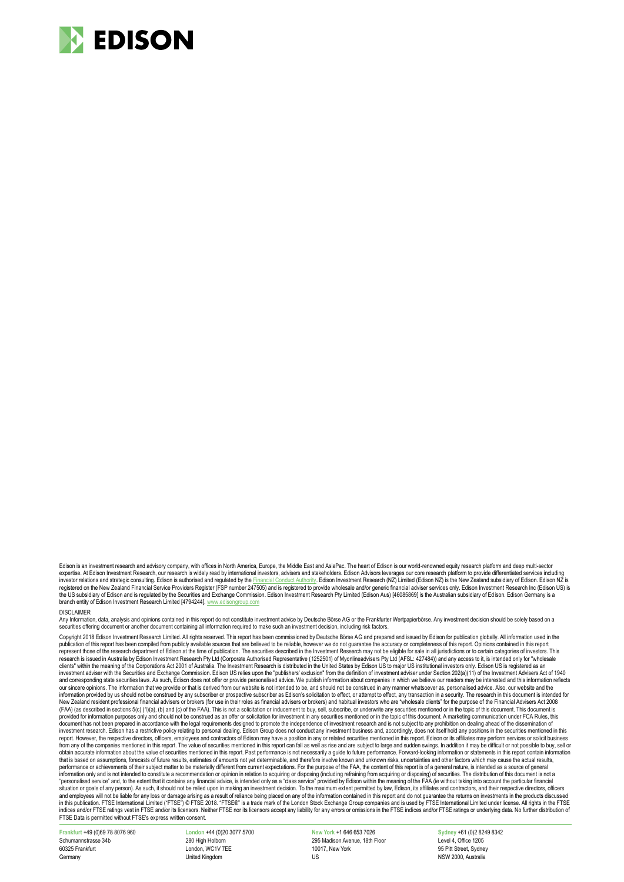Edison is an investment research and advisory company, with offices in North America, Europe, the Middle East and AsiaPac. The heart of Edison is our world-renowned equity research platform and deep multi-sector expertise. At Edison Investment Research, our research is widely read by international investors, advisers and stakeholders. Edison Advisors leverages our core research platform to provide differentiated services including investor relations and strategic consulting. Edison is authorised and regulated by the Financial Conduct Authority. Edison Investment Research (NZ) Limited (Edison NZ) is the New Zealand subsidiary of Edison. Edison NZ is registered on the New Zealand Financial Service Providers Register (FSP number 247505) and is registered to provide wholesale and/or generic financial adviser services only. Edison Investment Research Inc (Edison US) is the US subsidiary of Edison and is regulated by the Securities and Exchange Commission. Edison Investment Research Pty Limited (Edison Aus) [46085869] is the Australian subsidiary of Edison. Edison Germany is a branch entity of Edison Investment Research Limited [4794244]. www.edisongroup.com

DISCLAIMER

Any Information, data, analysis and opinions contained in this report do not constitute investment advice by Deutsche Börse AG or the Frankfurter Wertpapierbörse. Any investment decision should be solely based on a securities offering document or another document containing all information required to make such an investment decision, including risk factors.

Copyright 2018 Edison Investment Research Limited. All rights reserved. This report has been commissioned by Deutsche Börse AG and prepared and issued by Edison for publication globally. All information used in the publication of this report has been compiled from publicly available sources that are believed to be reliable, however we do not guarantee the accuracy or completeness of this report. Opinions contained in this report represent those of the research department of Edison at the time of publication. The securities described in the Investment Research may not be eligible for sale in all jurisdictions or to certain categories of investors. This research is issued in Australia by Edison Investment Research Pty Ltd (Corporate Authorised Representative (1252501) of Myonlineadvisers Pty Ltd (AFSL: 427484)) and any access to it, is intended only for "wholesale clients" within the meaning of the Corporations Act 2001 of Australia. The Investment Research is distributed in the United States by Edison US to major US institutional investors only. Edison US is registered as an investment adviser with the Securities and Exchange Commission. Edison US relies upon the "publishers' exclusion" from the definition of investment adviser under Section 202(a)(11) of the Investment Advisers Act of 1940 and corresponding state securities laws. As such, Edison does not offer or provide personalised advice. We publish information about companies in which we believe our readers may be interested and this information reflects our sincere opinions. The information that we provide or that is derived from our website is not intended to be, and should not be construed in any manner whatsoever as, personalised advice. Also, our website and the information provided by us should not be construed by any subscriber or prospective subscriber as Edison's solicitation to effect, or attempt to effect, any transaction in a security. The research in this document is intended for New Zealand resident professional financial advisers or brokers (for use in their roles as financial advisers or brokers) and habitual investors who are "wholesale clients" for the purpose of the Financial Advisers Act 2008 (FAA) (as described in sections 5(c) (1)(a), (b) and (c) of the FAA). This is not a solicitation or inducement to buy, sell, subscribe, or underwrite any securities mentioned or in the topic of this document. This document is provided for information purposes only and should not be construed as an offer or solicitation for investment in any securities mentioned or in the topic of this document. A marketing communication under FCA Rules, this document has not been prepared in accordance with the legal requirements designed to promote the independence of investment research and is not subject to any prohibition on dealing ahead of the dissemination of investment research. Edison has a restrictive policy relating to personal dealing. Edison Group does not conduct any investment business and, accordingly, does not itself hold any positions in the securities mentioned in this report. However, the respective directors, officers, employees and contractors of Edison may have a position in any or related securities mentioned in this report. Edison or its affiliates may perform services or solicit business from any of the companies mentioned in this report. The value of securities mentioned in this report can fall as well as rise and are subject to large and sudden swings. In addition it may be difficult or not possible to buy, sell or obtain accurate information about the value of securities mentioned in this report. Past performance is not necessarily a guide to future performance. Forward-looking information or statements in this report contain information that is based on assumptions, forecasts of future results, estimates of amounts not yet determinable, and therefore involve known and unknown risks, uncertainties and other factors which may cause the actual results, performance or achievements of their subject matter to be materially different from current expectations. For the purpose of the FAA, the content of this report is of a general nature, is intended as a source of general information only and is not intended to constitute a recommendation or opinion in relation to acquiring or disposing (including refraining from acquiring or disposing) of securities. The distribution of this document is not a "personalised service" and, to the extent that it contains any financial advice, is intended only as a "class service" provided by Edison within the meaning of the FAA (ie without taking into account the particular financial situation or goals of any person). As such, it should not be relied upon in making an investment decision. To the maximum extent permitted by law, Edison, its affiliates and contractors, and their respective directors, officers and employees will not be liable for any loss or damage arising as a result of reliance being placed on any of the information contained in this report and do not guarantee the returns on investments in the products discussed in this publication. FTSE International Limited ("FTSE") © FTSE 2018. "FTSE®" is a trade mark of the London Stock Exchange Group companies and is used by FTSE International Limited under license. All rights in the FTSE indices and/or FTSE ratings vest in FTSE and/or its licensors. Neither FTSE nor its licensors accept any liability for any errors or omissions in the FTSE indices and/or FTSE ratings or underlying data. No further distribution of FTSE Data is permitted without FTSE's express written consent.

**Frankfurt** +49 (0)69 78 8076 960
Schumannstrasse 34b
60325 Frankfurt
Germany

**London** +44 (0)20 3077 5700
280 High Holborn
London, WC1V 7EE
United Kingdom

**New York** +1 646 653 7026
295 Madison Avenue, 18th Floor
10017, New York
US

**Sydney** +61 (0)2 8249 8342
Level 4, Office 1205
95 Pitt Street, Sydney
NSW 2000, Australia